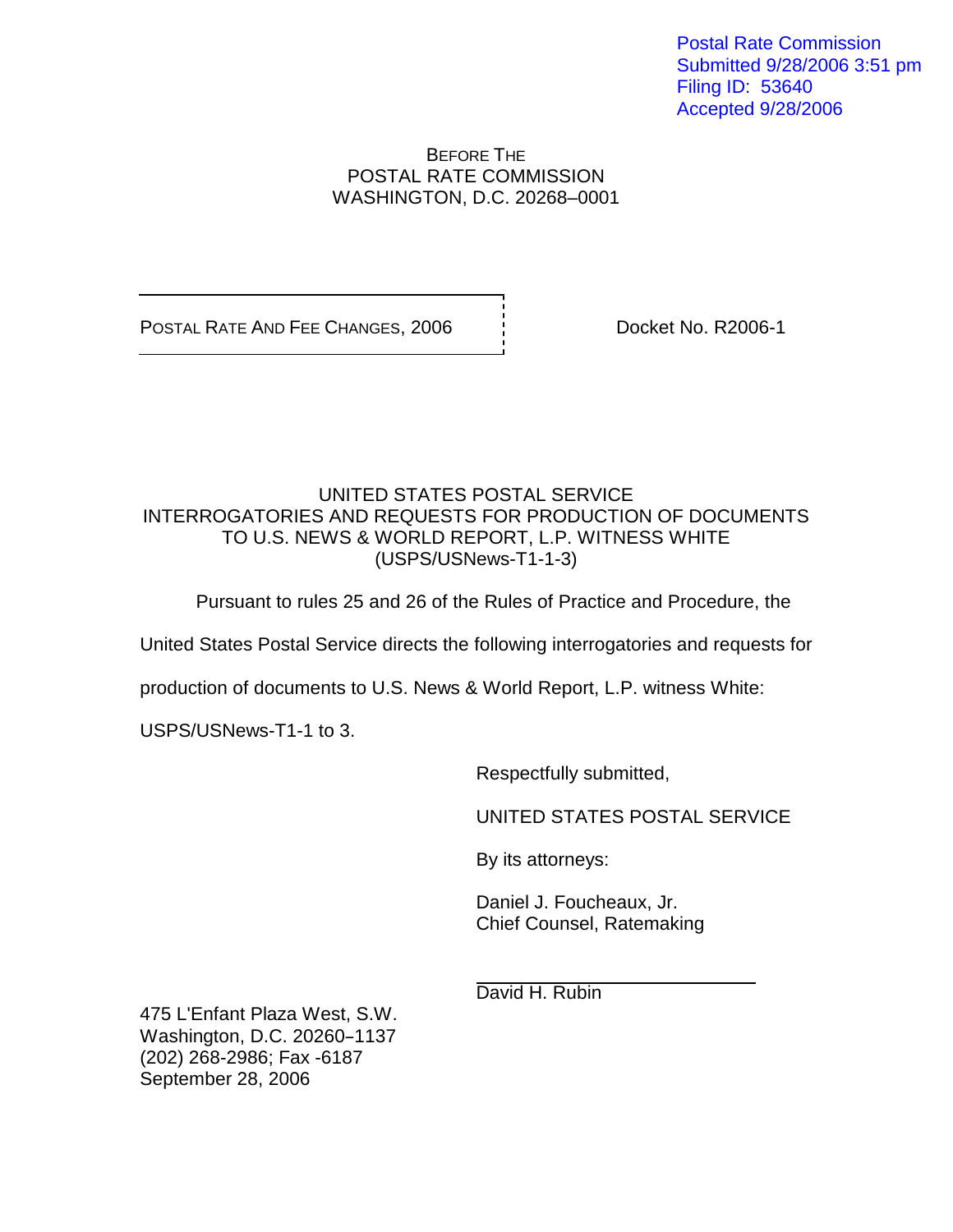Postal Rate Commission
Submitted 9/28/2006 3:51 pm
Filing ID: 53640
Accepted 9/28/2006

BEFORE THE
POSTAL RATE COMMISSION
WASHINGTON, D.C. 20268–0001

POSTAL RATE AND FEE CHANGES, 2006 | Docket No. R2006-1

UNITED STATES POSTAL SERVICE
INTERROGATORIES AND REQUESTS FOR PRODUCTION OF DOCUMENTS
TO U.S. NEWS & WORLD REPORT, L.P. WITNESS WHITE
(USPS/USNews-T1-1-3)

Pursuant to rules 25 and 26 of the Rules of Practice and Procedure, the United States Postal Service directs the following interrogatories and requests for production of documents to U.S. News & World Report, L.P. witness White: USPS/USNews-T1-1 to 3.

Respectfully submitted,

UNITED STATES POSTAL SERVICE

By its attorneys:

Daniel J. Foucheaux, Jr.
Chief Counsel, Ratemaking

David H. Rubin

475 L'Enfant Plaza West, S.W.
Washington, D.C. 20260–1137
(202) 268-2986; Fax -6187
September 28, 2006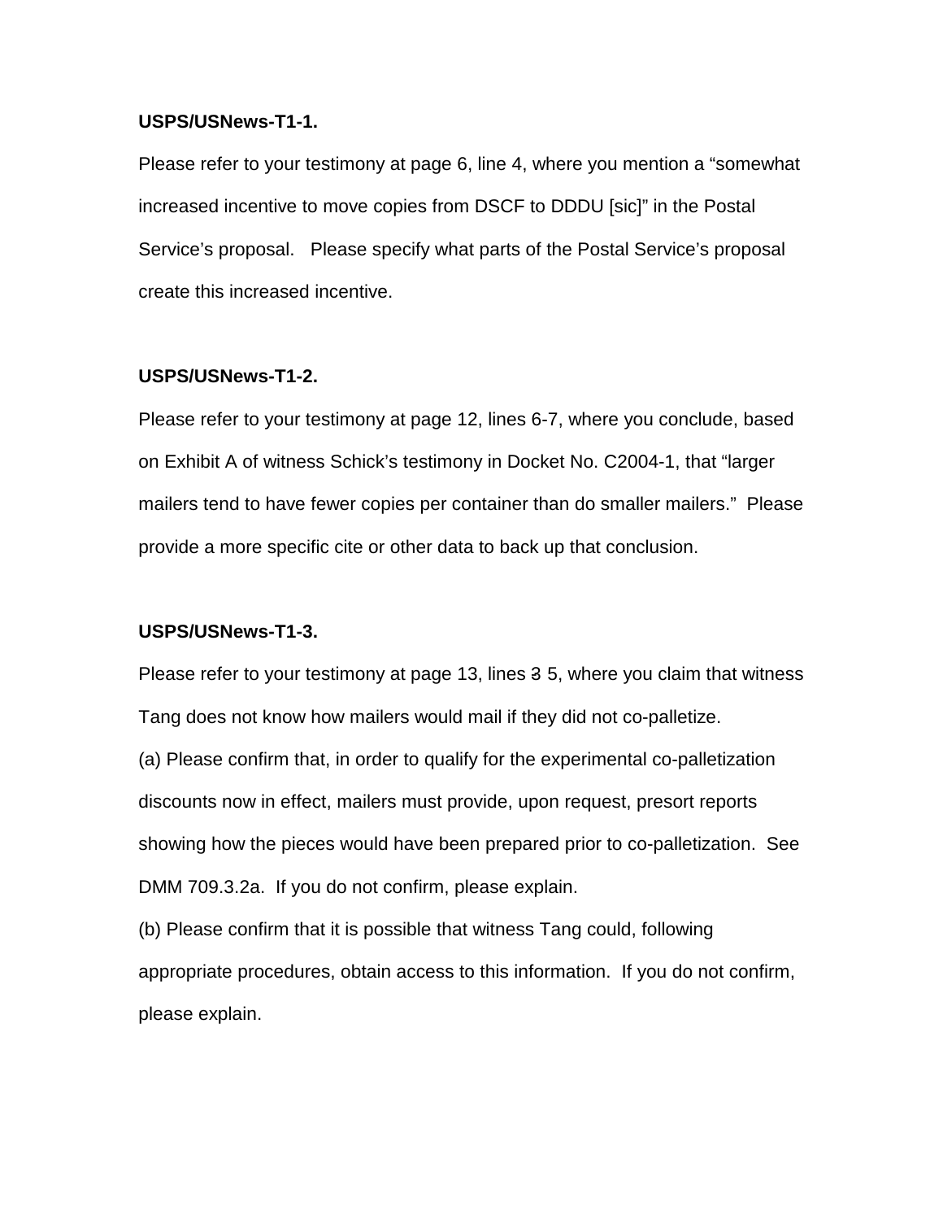**USPS/USNews-T1-1.**

Please refer to your testimony at page 6, line 4, where you mention a "somewhat increased incentive to move copies from DSCF to DDDU [sic]" in the Postal Service's proposal. Please specify what parts of the Postal Service's proposal create this increased incentive.

**USPS/USNews-T1-2.**

Please refer to your testimony at page 12, lines 6-7, where you conclude, based on Exhibit A of witness Schick's testimony in Docket No. C2004-1, that "larger mailers tend to have fewer copies per container than do smaller mailers." Please provide a more specific cite or other data to back up that conclusion.

**USPS/USNews-T1-3.**

Please refer to your testimony at page 13, lines 3 5, where you claim that witness Tang does not know how mailers would mail if they did not co-palletize.

(a) Please confirm that, in order to qualify for the experimental co-palletization discounts now in effect, mailers must provide, upon request, presort reports showing how the pieces would have been prepared prior to co-palletization. See DMM 709.3.2a. If you do not confirm, please explain.

(b) Please confirm that it is possible that witness Tang could, following appropriate procedures, obtain access to this information. If you do not confirm, please explain.